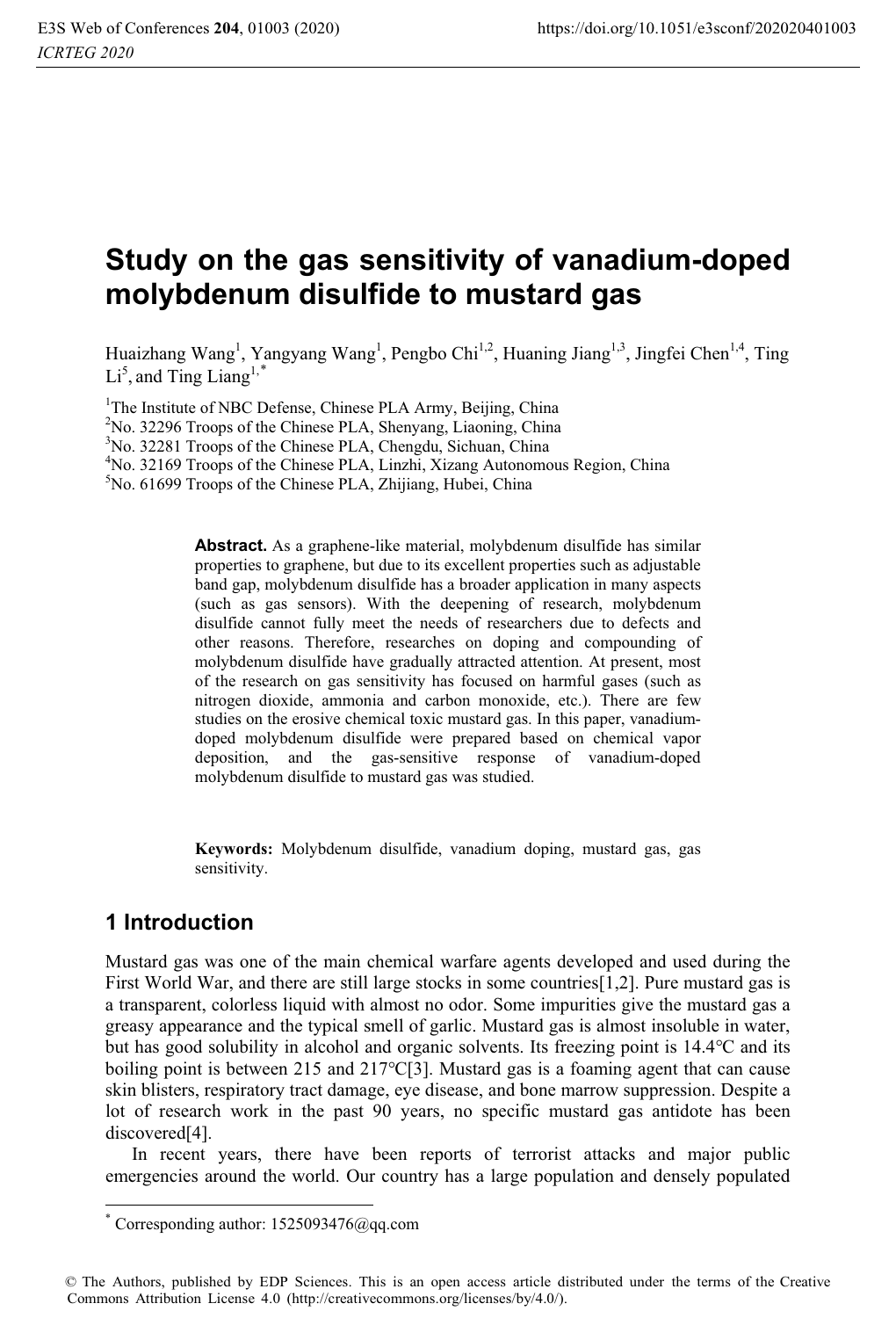# Study on the gas sensitivity of vanadium-doped molybdenum disulfide to mustard gas

Huaizhang Wang[1], Yangyang Wang[1], Pengbo Chi[1,2], Huaning Jiang[1,3], Jingfei Chen[1,4], Ting Li[5], and Ting Liang[1,*]

[1]The Institute of NBC Defense, Chinese PLA Army, Beijing, China
[2]No. 32296 Troops of the Chinese PLA, Shenyang, Liaoning, China
[3]No. 32281 Troops of the Chinese PLA, Chengdu, Sichuan, China
[4]No. 32169 Troops of the Chinese PLA, Linzhi, Xizang Autonomous Region, China
[5]No. 61699 Troops of the Chinese PLA, Zhijiang, Hubei, China

**Abstract.** As a graphene-like material, molybdenum disulfide has similar properties to graphene, but due to its excellent properties such as adjustable band gap, molybdenum disulfide has a broader application in many aspects (such as gas sensors). With the deepening of research, molybdenum disulfide cannot fully meet the needs of researchers due to defects and other reasons. Therefore, researches on doping and compounding of molybdenum disulfide have gradually attracted attention. At present, most of the research on gas sensitivity has focused on harmful gases (such as nitrogen dioxide, ammonia and carbon monoxide, etc.). There are few studies on the erosive chemical toxic mustard gas. In this paper, vanadium-doped molybdenum disulfide were prepared based on chemical vapor deposition, and the gas-sensitive response of vanadium-doped molybdenum disulfide to mustard gas was studied.

**Keywords:** Molybdenum disulfide, vanadium doping, mustard gas, gas sensitivity.

## 1 Introduction

Mustard gas was one of the main chemical warfare agents developed and used during the First World War, and there are still large stocks in some countries[1,2]. Pure mustard gas is a transparent, colorless liquid with almost no odor. Some impurities give the mustard gas a greasy appearance and the typical smell of garlic. Mustard gas is almost insoluble in water, but has good solubility in alcohol and organic solvents. Its freezing point is 14.4℃ and its boiling point is between 215 and 217℃[3]. Mustard gas is a foaming agent that can cause skin blisters, respiratory tract damage, eye disease, and bone marrow suppression. Despite a lot of research work in the past 90 years, no specific mustard gas antidote has been discovered[4].

In recent years, there have been reports of terrorist attacks and major public emergencies around the world. Our country has a large population and densely populated

* Corresponding author: 1525093476@qq.com

© The Authors, published by EDP Sciences. This is an open access article distributed under the terms of the Creative Commons Attribution License 4.0 (http://creativecommons.org/licenses/by/4.0/).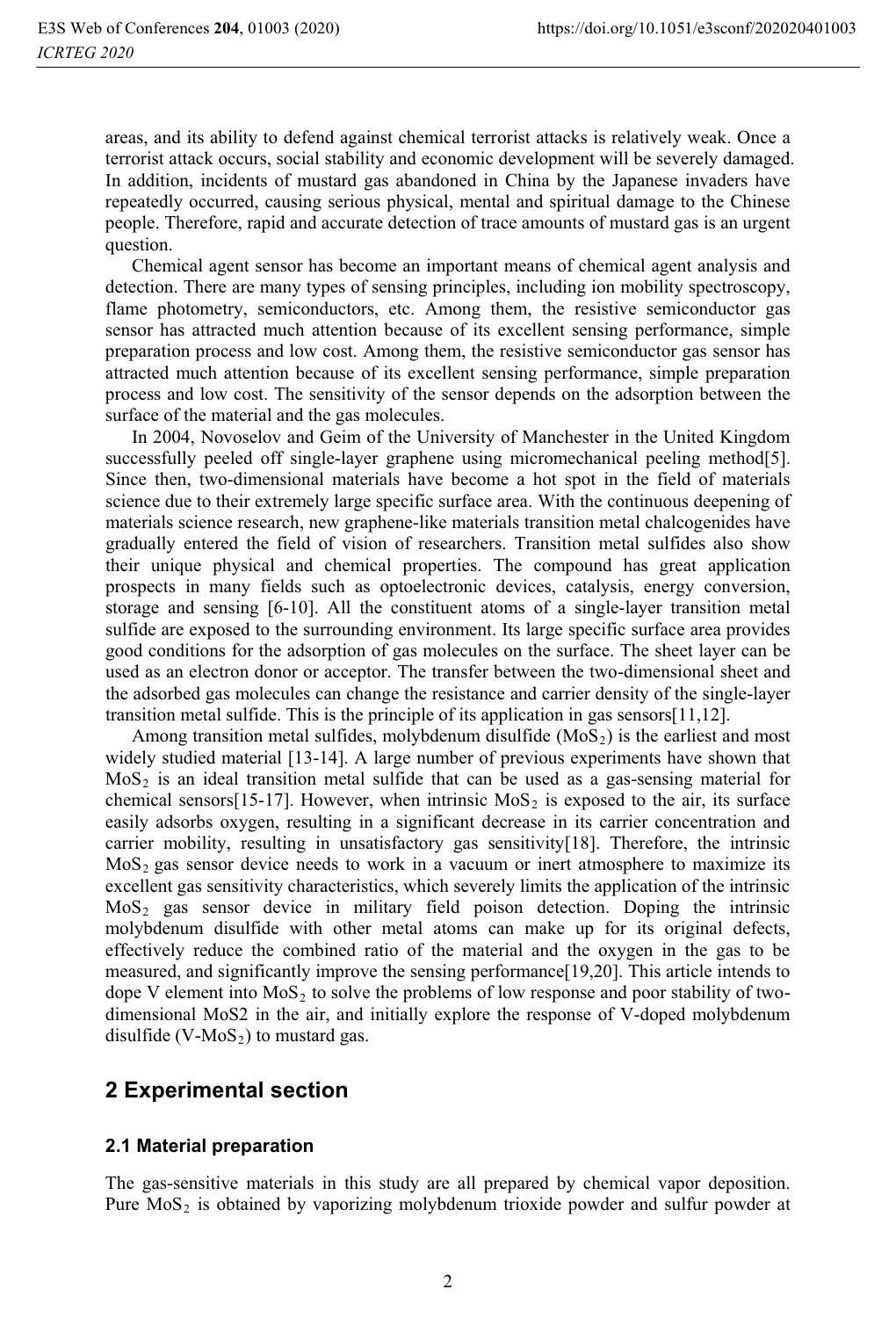areas, and its ability to defend against chemical terrorist attacks is relatively weak. Once a terrorist attack occurs, social stability and economic development will be severely damaged. In addition, incidents of mustard gas abandoned in China by the Japanese invaders have repeatedly occurred, causing serious physical, mental and spiritual damage to the Chinese people. Therefore, rapid and accurate detection of trace amounts of mustard gas is an urgent question.

Chemical agent sensor has become an important means of chemical agent analysis and detection. There are many types of sensing principles, including ion mobility spectroscopy, flame photometry, semiconductors, etc. Among them, the resistive semiconductor gas sensor has attracted much attention because of its excellent sensing performance, simple preparation process and low cost. Among them, the resistive semiconductor gas sensor has attracted much attention because of its excellent sensing performance, simple preparation process and low cost. The sensitivity of the sensor depends on the adsorption between the surface of the material and the gas molecules.

In 2004, Novoselov and Geim of the University of Manchester in the United Kingdom successfully peeled off single-layer graphene using micromechanical peeling method[5]. Since then, two-dimensional materials have become a hot spot in the field of materials science due to their extremely large specific surface area. With the continuous deepening of materials science research, new graphene-like materials transition metal chalcogenides have gradually entered the field of vision of researchers. Transition metal sulfides also show their unique physical and chemical properties. The compound has great application prospects in many fields such as optoelectronic devices, catalysis, energy conversion, storage and sensing [6-10]. All the constituent atoms of a single-layer transition metal sulfide are exposed to the surrounding environment. Its large specific surface area provides good conditions for the adsorption of gas molecules on the surface. The sheet layer can be used as an electron donor or acceptor. The transfer between the two-dimensional sheet and the adsorbed gas molecules can change the resistance and carrier density of the single-layer transition metal sulfide. This is the principle of its application in gas sensors[11,12].

Among transition metal sulfides, molybdenum disulfide ($MoS_2$) is the earliest and most widely studied material [13-14]. A large number of previous experiments have shown that $MoS_2$ is an ideal transition metal sulfide that can be used as a gas-sensing material for chemical sensors[15-17]. However, when intrinsic $MoS_2$ is exposed to the air, its surface easily adsorbs oxygen, resulting in a significant decrease in its carrier concentration and carrier mobility, resulting in unsatisfactory gas sensitivity[18]. Therefore, the intrinsic $MoS_2$ gas sensor device needs to work in a vacuum or inert atmosphere to maximize its excellent gas sensitivity characteristics, which severely limits the application of the intrinsic $MoS_2$ gas sensor device in military field poison detection. Doping the intrinsic molybdenum disulfide with other metal atoms can make up for its original defects, effectively reduce the combined ratio of the material and the oxygen in the gas to be measured, and significantly improve the sensing performance[19,20]. This article intends to dope V element into $MoS_2$ to solve the problems of low response and poor stability of two-dimensional MoS2 in the air, and initially explore the response of V-doped molybdenum disulfide (V-$MoS_2$) to mustard gas.

## 2 Experimental section

### 2.1 Material preparation

The gas-sensitive materials in this study are all prepared by chemical vapor deposition. Pure $MoS_2$ is obtained by vaporizing molybdenum trioxide powder and sulfur powder at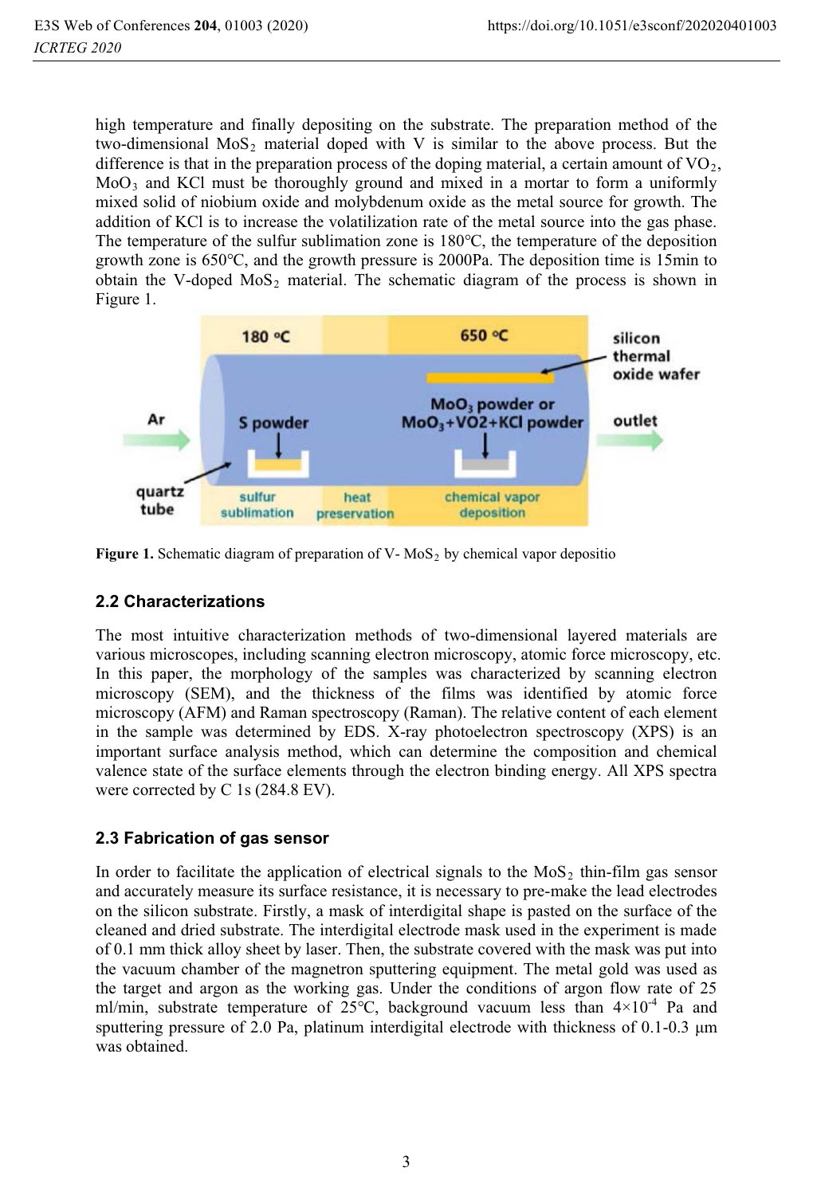high temperature and finally depositing on the substrate. The preparation method of the two-dimensional $MoS_2$ material doped with V is similar to the above process. But the difference is that in the preparation process of the doping material, a certain amount of $VO_2$, $MoO_3$ and KCl must be thoroughly ground and mixed in a mortar to form a uniformly mixed solid of niobium oxide and molybdenum oxide as the metal source for growth. The addition of KCl is to increase the volatilization rate of the metal source into the gas phase. The temperature of the sulfur sublimation zone is 180°C, the temperature of the deposition growth zone is 650°C, and the growth pressure is 2000Pa. The deposition time is 15min to obtain the V-doped $MoS_2$ material. The schematic diagram of the process is shown in Figure 1.

**Figure 1.** Schematic diagram of preparation of V- $MoS_2$ by chemical vapor depositio

### 2.2 Characterizations

The most intuitive characterization methods of two-dimensional layered materials are various microscopes, including scanning electron microscopy, atomic force microscopy, etc. In this paper, the morphology of the samples was characterized by scanning electron microscopy (SEM), and the thickness of the films was identified by atomic force microscopy (AFM) and Raman spectroscopy (Raman). The relative content of each element in the sample was determined by EDS. X-ray photoelectron spectroscopy (XPS) is an important surface analysis method, which can determine the composition and chemical valence state of the surface elements through the electron binding energy. All XPS spectra were corrected by C 1s (284.8 EV).

### 2.3 Fabrication of gas sensor

In order to facilitate the application of electrical signals to the $MoS_2$ thin-film gas sensor and accurately measure its surface resistance, it is necessary to pre-make the lead electrodes on the silicon substrate. Firstly, a mask of interdigital shape is pasted on the surface of the cleaned and dried substrate. The interdigital electrode mask used in the experiment is made of 0.1 mm thick alloy sheet by laser. Then, the substrate covered with the mask was put into the vacuum chamber of the magnetron sputtering equipment. The metal gold was used as the target and argon as the working gas. Under the conditions of argon flow rate of 25 ml/min, substrate temperature of 25°C, background vacuum less than $4\times10^{-4}$ Pa and sputtering pressure of 2.0 Pa, platinum interdigital electrode with thickness of 0.1-0.3 μm was obtained.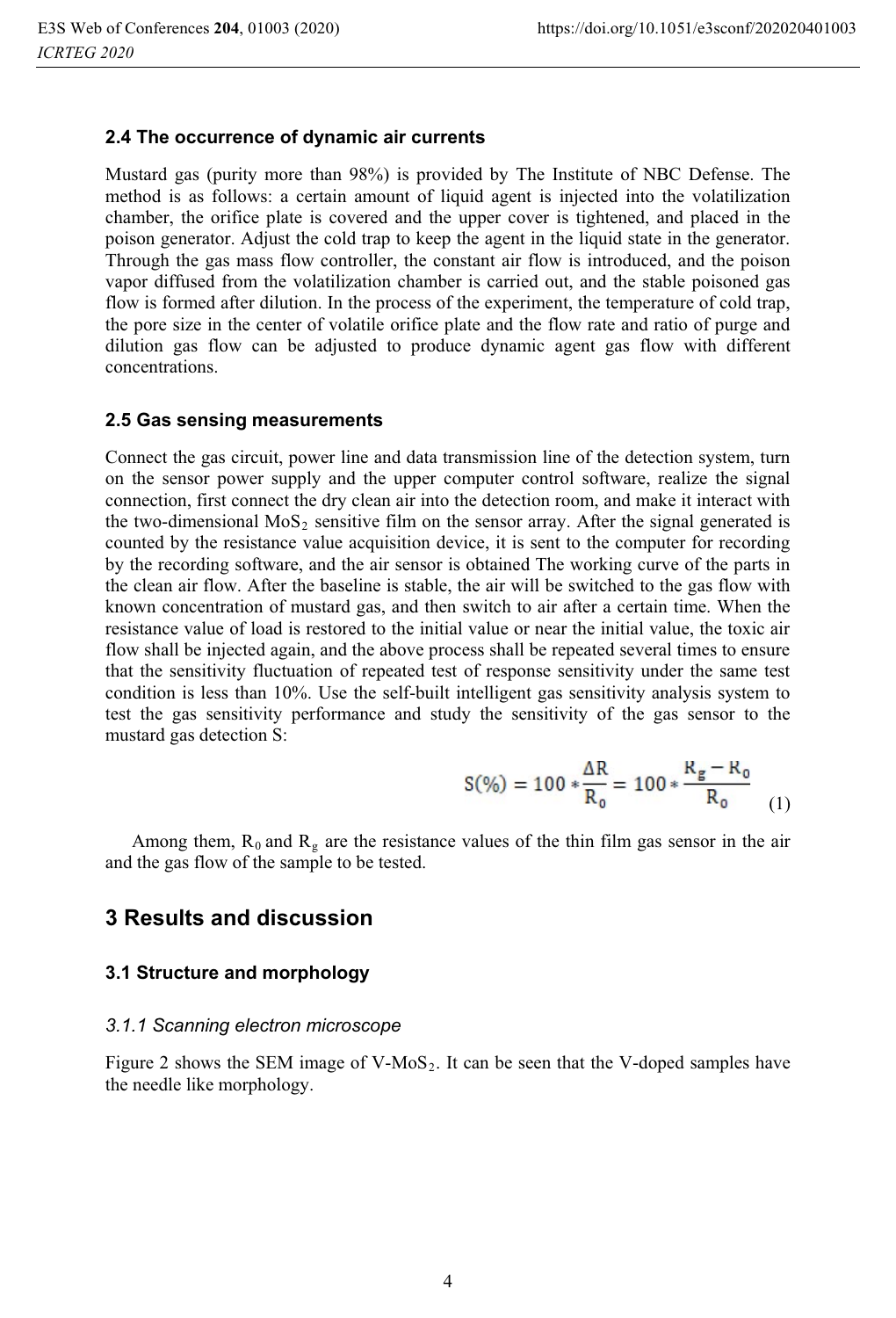### 2.4 The occurrence of dynamic air currents

Mustard gas (purity more than 98%) is provided by The Institute of NBC Defense. The method is as follows: a certain amount of liquid agent is injected into the volatilization chamber, the orifice plate is covered and the upper cover is tightened, and placed in the poison generator. Adjust the cold trap to keep the agent in the liquid state in the generator. Through the gas mass flow controller, the constant air flow is introduced, and the poison vapor diffused from the volatilization chamber is carried out, and the stable poisoned gas flow is formed after dilution. In the process of the experiment, the temperature of cold trap, the pore size in the center of volatile orifice plate and the flow rate and ratio of purge and dilution gas flow can be adjusted to produce dynamic agent gas flow with different concentrations.

### 2.5 Gas sensing measurements

Connect the gas circuit, power line and data transmission line of the detection system, turn on the sensor power supply and the upper computer control software, realize the signal connection, first connect the dry clean air into the detection room, and make it interact with the two-dimensional $MoS_2$ sensitive film on the sensor array. After the signal generated is counted by the resistance value acquisition device, it is sent to the computer for recording by the recording software, and the air sensor is obtained The working curve of the parts in the clean air flow. After the baseline is stable, the air will be switched to the gas flow with known concentration of mustard gas, and then switch to air after a certain time. When the resistance value of load is restored to the initial value or near the initial value, the toxic air flow shall be injected again, and the above process shall be repeated several times to ensure that the sensitivity fluctuation of repeated test of response sensitivity under the same test condition is less than 10%. Use the self-built intelligent gas sensitivity analysis system to test the gas sensitivity performance and study the sensitivity of the gas sensor to the mustard gas detection S:

$$S(\%) = 100 * \frac{\Delta R}{R_0} = 100 * \frac{R_g - R_0}{R_0} \tag{1}$$

Among them, $R_0$ and $R_g$ are the resistance values of the thin film gas sensor in the air and the gas flow of the sample to be tested.

## 3 Results and discussion

### 3.1 Structure and morphology

#### *3.1.1 Scanning electron microscope*

Figure 2 shows the SEM image of V-$MoS_2$. It can be seen that the V-doped samples have the needle like morphology.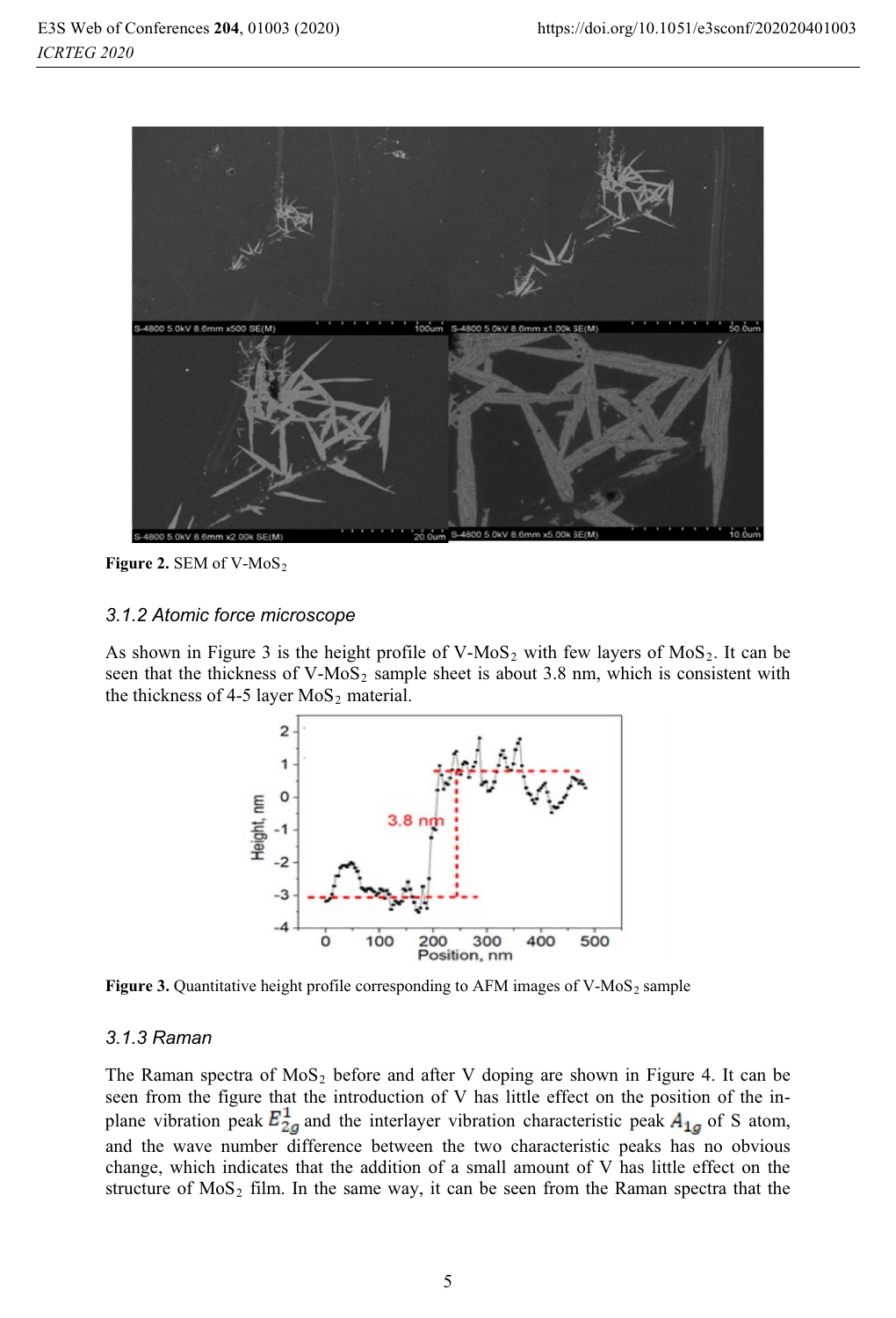**Figure 2.** SEM of V-$MoS_2$

### 3.1.2 Atomic force microscope

As shown in Figure 3 is the height profile of V-$MoS_2$ with few layers of $MoS_2$. It can be seen that the thickness of V-$MoS_2$ sample sheet is about 3.8 nm, which is consistent with the thickness of 4-5 layer $MoS_2$ material.

**Figure 3.** Quantitative height profile corresponding to AFM images of V-$MoS_2$ sample

### 3.1.3 Raman

The Raman spectra of $MoS_2$ before and after V doping are shown in Figure 4. It can be seen from the figure that the introduction of V has little effect on the position of the in-plane vibration peak $E_{2g}^1$ and the interlayer vibration characteristic peak $A_{1g}$ of S atom, and the wave number difference between the two characteristic peaks has no obvious change, which indicates that the addition of a small amount of V has little effect on the structure of $MoS_2$ film. In the same way, it can be seen from the Raman spectra that the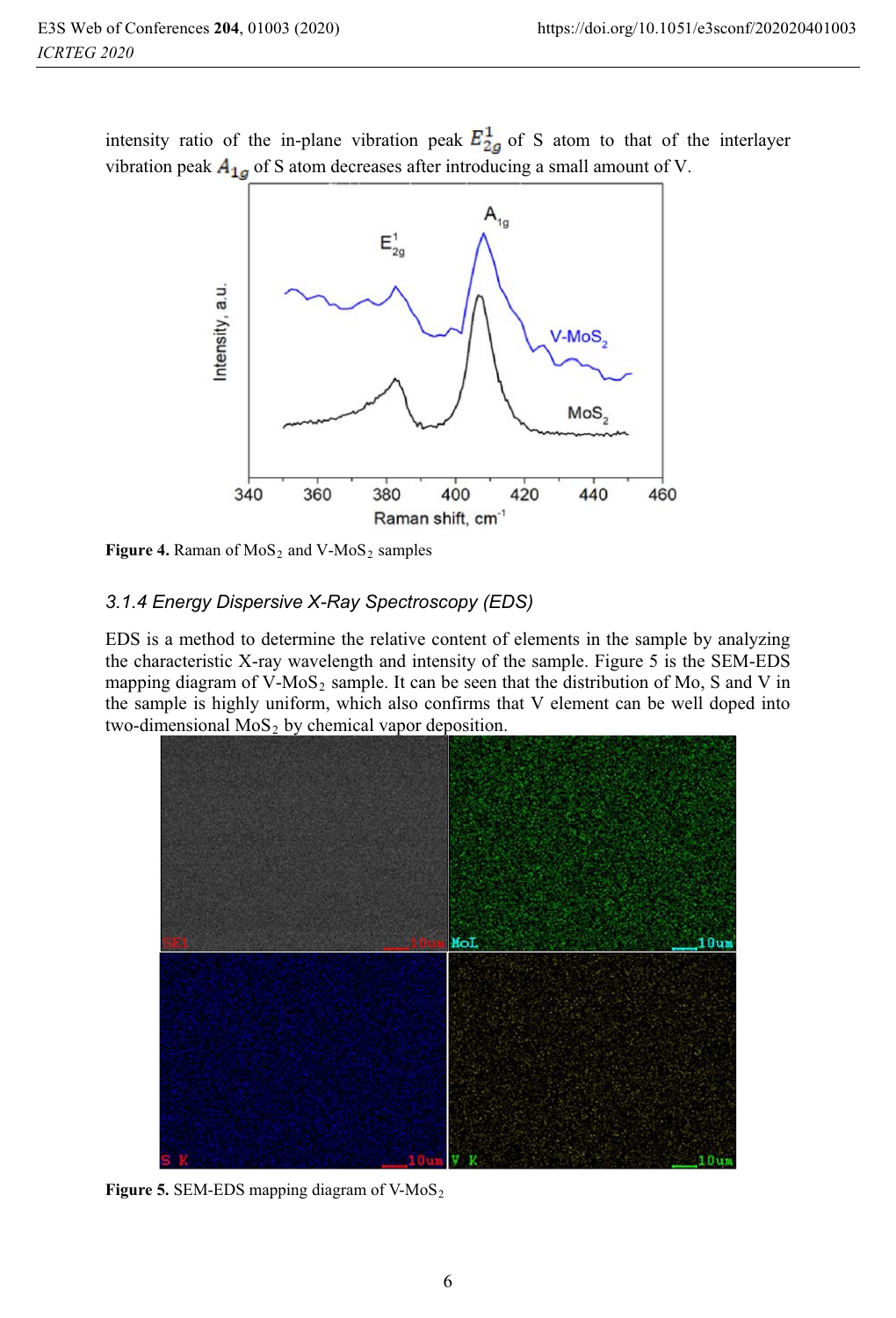intensity ratio of the in-plane vibration peak $E^1_{2g}$ of S atom to that of the interlayer vibration peak $A_{1g}$ of S atom decreases after introducing a small amount of V.

**Figure 4.** Raman of $MoS_2$ and V-$MoS_2$ samples

### 3.1.4 Energy Dispersive X-Ray Spectroscopy (EDS)

EDS is a method to determine the relative content of elements in the sample by analyzing the characteristic X-ray wavelength and intensity of the sample. Figure 5 is the SEM-EDS mapping diagram of V-$MoS_2$ sample. It can be seen that the distribution of Mo, S and V in the sample is highly uniform, which also confirms that V element can be well doped into two-dimensional $MoS_2$ by chemical vapor deposition.

**Figure 5.** SEM-EDS mapping diagram of V-$MoS_2$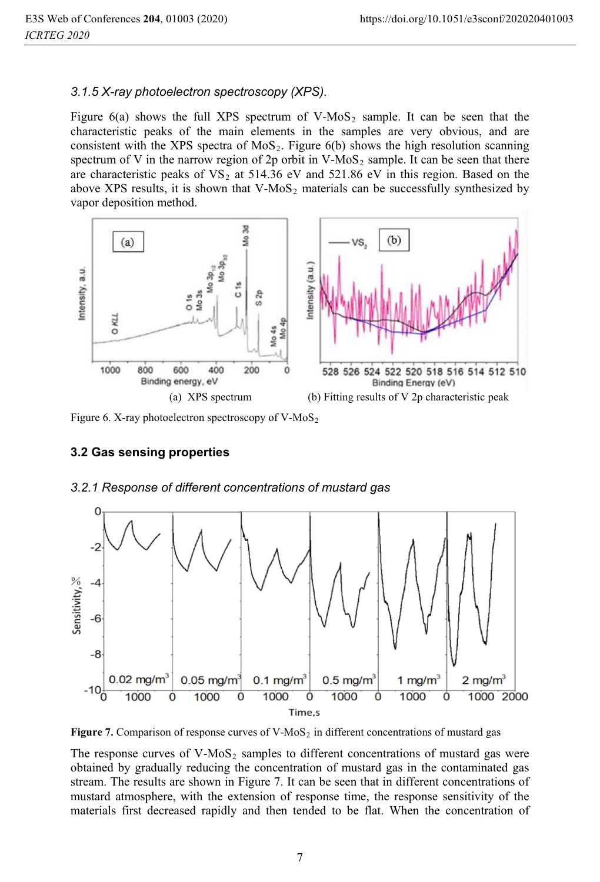### 3.1.5 X-ray photoelectron spectroscopy (XPS).

Figure 6(a) shows the full XPS spectrum of V-$MoS_2$ sample. It can be seen that the characteristic peaks of the main elements in the samples are very obvious, and are consistent with the XPS spectra of $MoS_2$. Figure 6(b) shows the high resolution scanning spectrum of V in the narrow region of 2p orbit in V-$MoS_2$ sample. It can be seen that there are characteristic peaks of $VS_2$ at 514.36 eV and 521.86 eV in this region. Based on the above XPS results, it is shown that V-$MoS_2$ materials can be successfully synthesized by vapor deposition method.

(a) XPS spectrum (b) Fitting results of V 2p characteristic peak

Figure 6. X-ray photoelectron spectroscopy of V-$MoS_2$

## 3.2 Gas sensing properties

### 3.2.1 Response of different concentrations of mustard gas

**Figure 7.** Comparison of response curves of V-$MoS_2$ in different concentrations of mustard gas

The response curves of V-$MoS_2$ samples to different concentrations of mustard gas were obtained by gradually reducing the concentration of mustard gas in the contaminated gas stream. The results are shown in Figure 7. It can be seen that in different concentrations of mustard atmosphere, with the extension of response time, the response sensitivity of the materials first decreased rapidly and then tended to be flat. When the concentration of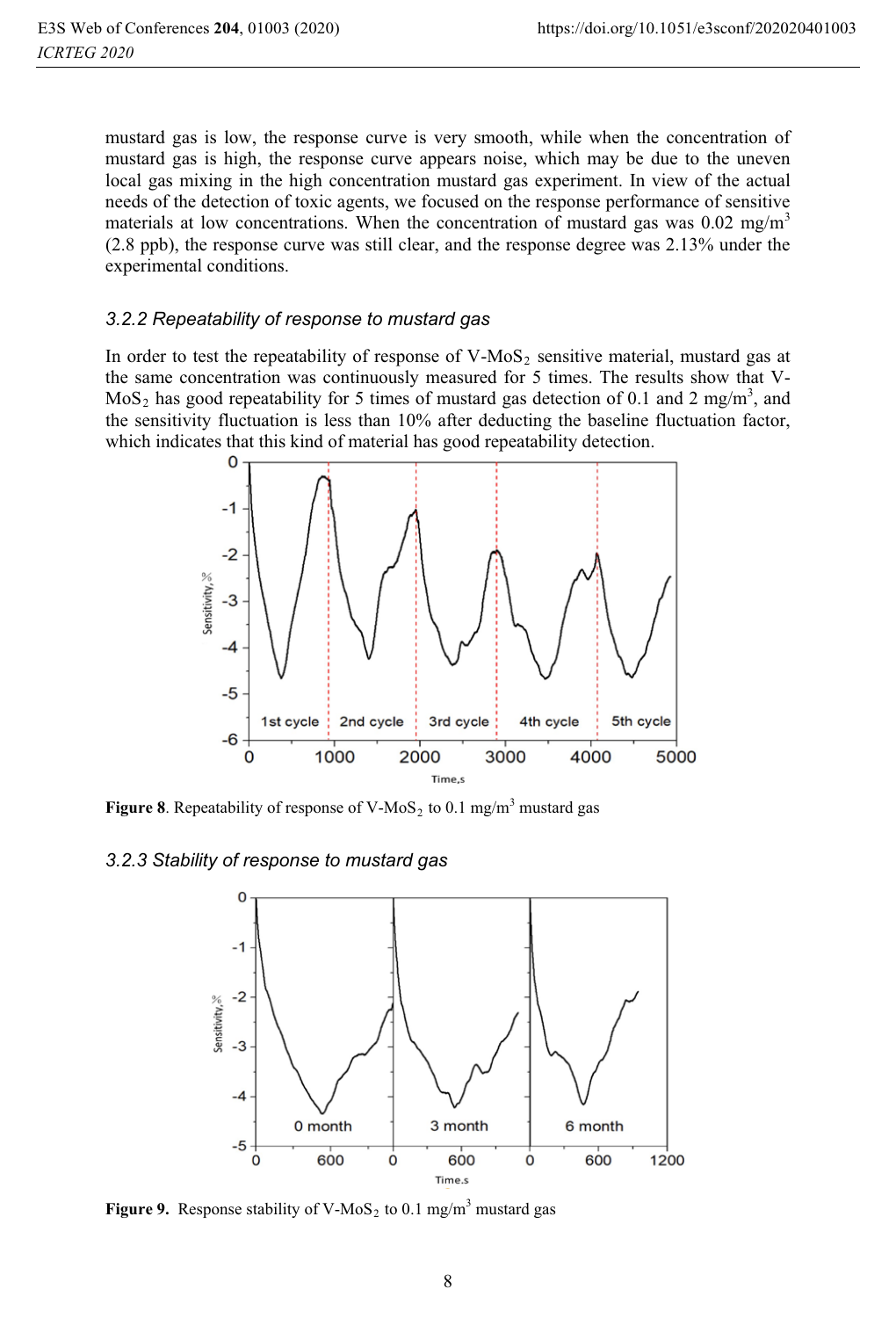mustard gas is low, the response curve is very smooth, while when the concentration of mustard gas is high, the response curve appears noise, which may be due to the uneven local gas mixing in the high concentration mustard gas experiment. In view of the actual needs of the detection of toxic agents, we focused on the response performance of sensitive materials at low concentrations. When the concentration of mustard gas was 0.02 mg/m$^3$ (2.8 ppb), the response curve was still clear, and the response degree was 2.13% under the experimental conditions.

### 3.2.2 Repeatability of response to mustard gas

In order to test the repeatability of response of V-$MoS_2$ sensitive material, mustard gas at the same concentration was continuously measured for 5 times. The results show that V-$MoS_2$ has good repeatability for 5 times of mustard gas detection of 0.1 and 2 mg/m$^3$, and the sensitivity fluctuation is less than 10% after deducting the baseline fluctuation factor, which indicates that this kind of material has good repeatability detection.

**Figure 8**. Repeatability of response of V-$MoS_2$ to 0.1 mg/m$^3$ mustard gas

### 3.2.3 Stability of response to mustard gas

**Figure 9.** Response stability of V-$MoS_2$ to 0.1 mg/m$^3$ mustard gas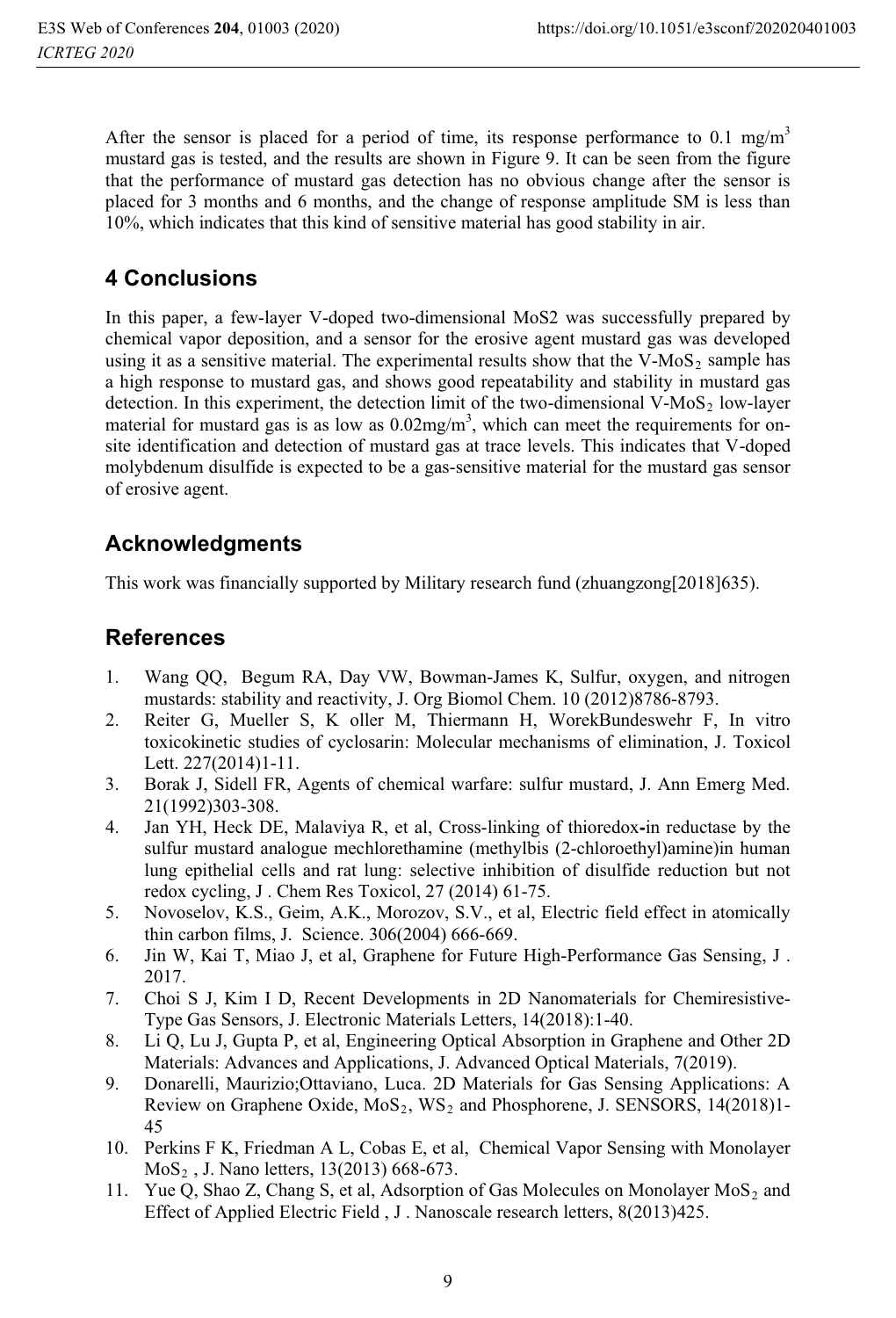After the sensor is placed for a period of time, its response performance to 0.1 $mg/m^3$ mustard gas is tested, and the results are shown in Figure 9. It can be seen from the figure that the performance of mustard gas detection has no obvious change after the sensor is placed for 3 months and 6 months, and the change of response amplitude SM is less than 10%, which indicates that this kind of sensitive material has good stability in air.

## 4 Conclusions

In this paper, a few-layer V-doped two-dimensional MoS2 was successfully prepared by chemical vapor deposition, and a sensor for the erosive agent mustard gas was developed using it as a sensitive material. The experimental results show that the V-$MoS_2$ sample has a high response to mustard gas, and shows good repeatability and stability in mustard gas detection. In this experiment, the detection limit of the two-dimensional V-$MoS_2$ low-layer material for mustard gas is as low as 0.02$mg/m^3$, which can meet the requirements for on-site identification and detection of mustard gas at trace levels. This indicates that V-doped molybdenum disulfide is expected to be a gas-sensitive material for the mustard gas sensor of erosive agent.

## Acknowledgments

This work was financially supported by Military research fund (zhuangzong[2018]635).

## References

1. Wang QQ, Begum RA, Day VW, Bowman-James K, Sulfur, oxygen, and nitrogen mustards: stability and reactivity, J. Org Biomol Chem. 10 (2012)8786-8793.
2. Reiter G, Mueller S, K oller M, Thiermann H, WorekBundeswehr F, In vitro toxicokinetic studies of cyclosarin: Molecular mechanisms of elimination, J. Toxicol Lett. 227(2014)1-11.
3. Borak J, Sidell FR, Agents of chemical warfare: sulfur mustard, J. Ann Emerg Med. 21(1992)303-308.
4. Jan YH, Heck DE, Malaviya R, et al, Cross-linking of thioredox-in reductase by the sulfur mustard analogue mechlorethamine (methylbis (2-chloroethyl)amine)in human lung epithelial cells and rat lung: selective inhibition of disulfide reduction but not redox cycling, J . Chem Res Toxicol, 27 (2014) 61-75.
5. Novoselov, K.S., Geim, A.K., Morozov, S.V., et al, Electric field effect in atomically thin carbon films, J. Science. 306(2004) 666-669.
6. Jin W, Kai T, Miao J, et al, Graphene for Future High-Performance Gas Sensing, J . 2017.
7. Choi S J, Kim I D, Recent Developments in 2D Nanomaterials for Chemiresistive-Type Gas Sensors, J. Electronic Materials Letters, 14(2018):1-40.
8. Li Q, Lu J, Gupta P, et al, Engineering Optical Absorption in Graphene and Other 2D Materials: Advances and Applications, J. Advanced Optical Materials, 7(2019).
9. Donarelli, Maurizio;Ottaviano, Luca. 2D Materials for Gas Sensing Applications: A Review on Graphene Oxide, $MoS_2$, $WS_2$ and Phosphorene, J. SENSORS, 14(2018)1-45
10. Perkins F K, Friedman A L, Cobas E, et al, Chemical Vapor Sensing with Monolayer $MoS_2$ , J. Nano letters, 13(2013) 668-673.
11. Yue Q, Shao Z, Chang S, et al, Adsorption of Gas Molecules on Monolayer $MoS_2$ and Effect of Applied Electric Field , J . Nanoscale research letters, 8(2013)425.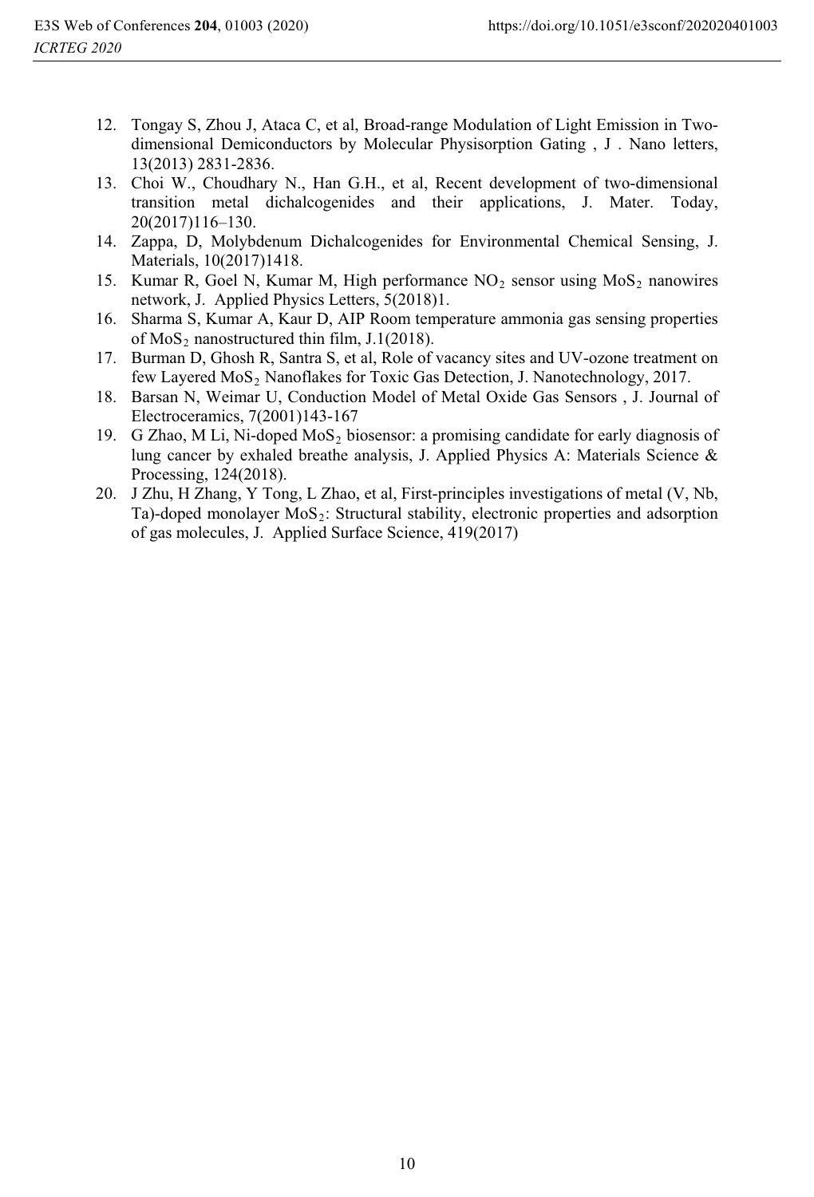12. Tongay S, Zhou J, Ataca C, et al, Broad-range Modulation of Light Emission in Two-dimensional Demiconductors by Molecular Physisorption Gating , J . Nano letters, 13(2013) 2831-2836.
13. Choi W., Choudhary N., Han G.H., et al, Recent development of two-dimensional transition metal dichalcogenides and their applications, J. Mater. Today, 20(2017)116–130.
14. Zappa, D, Molybdenum Dichalcogenides for Environmental Chemical Sensing, J. Materials, 10(2017)1418.
15. Kumar R, Goel N, Kumar M, High performance $NO_2$ sensor using $MoS_2$ nanowires network, J. Applied Physics Letters, 5(2018)1.
16. Sharma S, Kumar A, Kaur D, AIP Room temperature ammonia gas sensing properties of $MoS_2$ nanostructured thin film, J.1(2018).
17. Burman D, Ghosh R, Santra S, et al, Role of vacancy sites and UV-ozone treatment on few Layered $MoS_2$ Nanoflakes for Toxic Gas Detection, J. Nanotechnology, 2017.
18. Barsan N, Weimar U, Conduction Model of Metal Oxide Gas Sensors , J. Journal of Electroceramics, 7(2001)143-167
19. G Zhao, M Li, Ni-doped $MoS_2$ biosensor: a promising candidate for early diagnosis of lung cancer by exhaled breathe analysis, J. Applied Physics A: Materials Science & Processing, 124(2018).
20. J Zhu, H Zhang, Y Tong, L Zhao, et al, First-principles investigations of metal (V, Nb, Ta)-doped monolayer $MoS_2$: Structural stability, electronic properties and adsorption of gas molecules, J. Applied Surface Science, 419(2017)